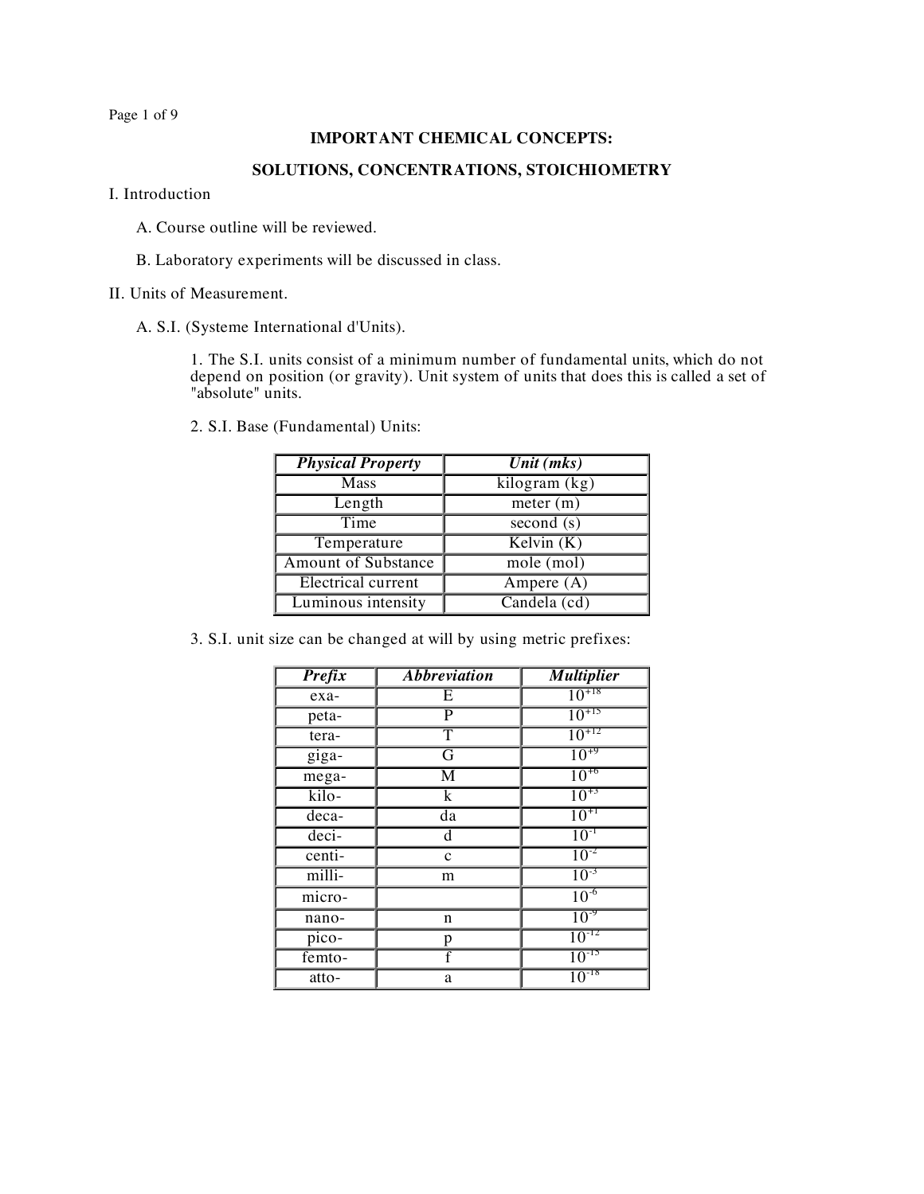**IMPORTANT CHEMICAL CONCEPTS:**

**SOLUTIONS, CONCENTRATIONS, STOICHIOMETRY**

I. Introduction

A. Course outline will be reviewed.

B. Laboratory experiments will be discussed in class.

II. Units of Measurement.

A. S.I. (Systeme International d'Units).

1. The S.I. units consist of a minimum number of fundamental units, which do not depend on position (or gravity). Unit system of units that does this is called a set of "absolute" units.

2. S.I. Base (Fundamental) Units:

| ***Physical Property*** | ***Unit (mks)*** |
|---|---|
| Mass | kilogram (kg) |
| Length | meter (m) |
| Time | second (s) |
| Temperature | Kelvin (K) |
| Amount of Substance | mole (mol) |
| Electrical current | Ampere (A) |
| Luminous intensity | Candela (cd) |

3. S.I. unit size can be changed at will by using metric prefixes:

| ***Prefix*** | ***Abbreviation*** | ***Multiplier*** |
|---|---|---|
| exa- | E | $10^{+18}$ |
| peta- | P | $10^{+15}$ |
| tera- | T | $10^{+12}$ |
| giga- | G | $10^{+9}$ |
| mega- | M | $10^{+6}$ |
| kilo- | k | $10^{+3}$ |
| deca- | da | $10^{+1}$ |
| deci- | d | $10^{-1}$ |
| centi- | c | $10^{-2}$ |
| milli- | m | $10^{-3}$ |
| micro- | | $10^{-6}$ |
| nano- | n | $10^{-9}$ |
| pico- | p | $10^{-12}$ |
| femto- | f | $10^{-15}$ |
| atto- | a | $10^{-18}$ |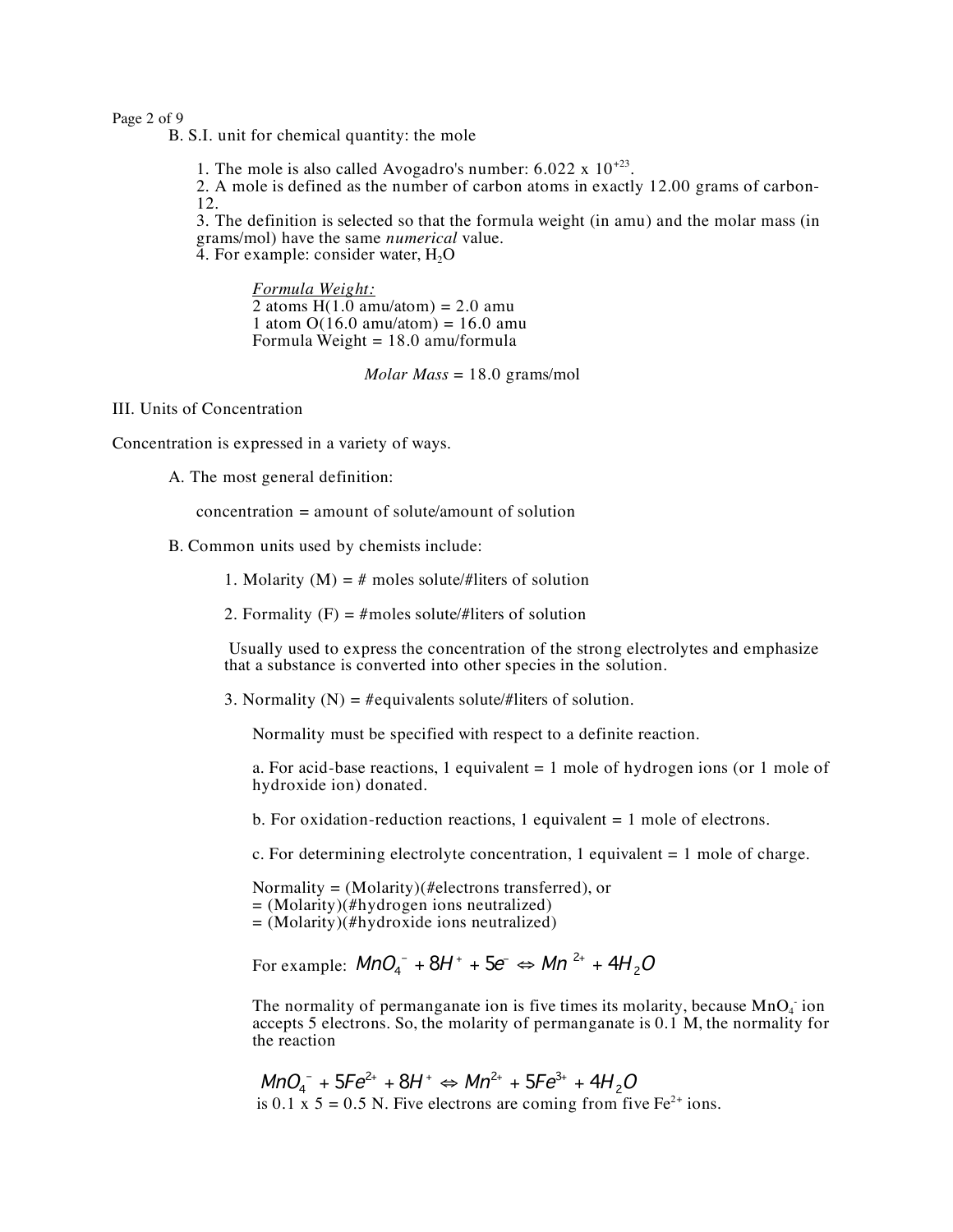B. S.I. unit for chemical quantity: the mole

1. The mole is also called Avogadro's number: $6.022 \times 10^{+23}$.
2. A mole is defined as the number of carbon atoms in exactly 12.00 grams of carbon-12.
3. The definition is selected so that the formula weight (in amu) and the molar mass (in grams/mol) have the same *numerical* value.
4. For example: consider water, $H_2O$

*Formula Weight:*
2 atoms H(1.0 amu/atom) = 2.0 amu
1 atom O(16.0 amu/atom) = 16.0 amu
Formula Weight = 18.0 amu/formula

*Molar Mass* = 18.0 grams/mol

III. Units of Concentration

Concentration is expressed in a variety of ways.

A. The most general definition:

concentration = amount of solute/amount of solution

B. Common units used by chemists include:

1. Molarity (M) = # moles solute/#liters of solution

2. Formality (F) = #moles solute/#liters of solution

Usually used to express the concentration of the strong electrolytes and emphasize that a substance is converted into other species in the solution.

3. Normality (N) = #equivalents solute/#liters of solution.

Normality must be specified with respect to a definite reaction.

a. For acid-base reactions, 1 equivalent = 1 mole of hydrogen ions (or 1 mole of hydroxide ion) donated.

b. For oxidation-reduction reactions, 1 equivalent = 1 mole of electrons.

c. For determining electrolyte concentration, 1 equivalent = 1 mole of charge.

Normality = (Molarity)(#electrons transferred), or
= (Molarity)(#hydrogen ions neutralized)
= (Molarity)(#hydroxide ions neutralized)

For example: $MnO_4^- + 8H^+ + 5e^- \Leftrightarrow Mn^{2+} + 4H_2O$

The normality of permanganate ion is five times its molarity, because $MnO_4^-$ ion accepts 5 electrons. So, the molarity of permanganate is 0.1 M, the normality for the reaction

$$MnO_4^- + 5Fe^{2+} + 8H^+ \Leftrightarrow Mn^{2+} + 5Fe^{3+} + 4H_2O$$

is 0.1 x 5 = 0.5 N. Five electrons are coming from five $Fe^{2+}$ ions.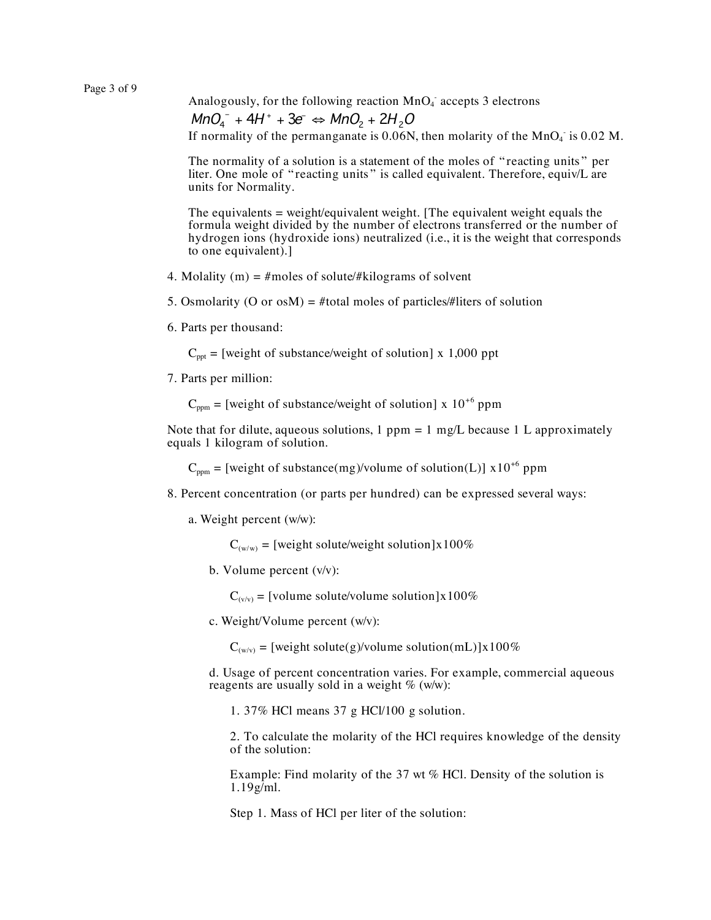Analogously, for the following reaction $MnO_4^-$ accepts 3 electrons

$$MnO_4^- + 4H^+ + 3e^- \Leftrightarrow MnO_2 + 2H_2O$$

If normality of the permanganate is 0.06N, then molarity of the $MnO_4^-$ is 0.02 M.

The normality of a solution is a statement of the moles of "reacting units" per liter. One mole of "reacting units" is called equivalent. Therefore, equiv/L are units for Normality.

The equivalents = weight/equivalent weight. [The equivalent weight equals the formula weight divided by the number of electrons transferred or the number of hydrogen ions (hydroxide ions) neutralized (i.e., it is the weight that corresponds to one equivalent).]

4. Molality (m) = #moles of solute/#kilograms of solvent

5. Osmolarity (O or osM) = #total moles of particles/#liters of solution

6. Parts per thousand:

   $C_{ppt}$ = [weight of substance/weight of solution] x 1,000 ppt

7. Parts per million:

   $C_{ppm}$ = [weight of substance/weight of solution] x $10^{+6}$ ppm

Note that for dilute, aqueous solutions, 1 ppm = 1 mg/L because 1 L approximately equals 1 kilogram of solution.

   $C_{ppm}$ = [weight of substance(mg)/volume of solution(L)] x$10^{+6}$ ppm

8. Percent concentration (or parts per hundred) can be expressed several ways:

   a. Weight percent (w/w):

      $C_{(w/w)}$ = [weight solute/weight solution]x100%

   b. Volume percent (v/v):

      $C_{(v/v)}$ = [volume solute/volume solution]x100%

   c. Weight/Volume percent (w/v):

      $C_{(w/v)}$ = [weight solute(g)/volume solution(mL)]x100%

   d. Usage of percent concentration varies. For example, commercial aqueous reagents are usually sold in a weight % (w/w):

      1. 37% HCl means 37 g HCl/100 g solution.

      2. To calculate the molarity of the HCl requires knowledge of the density of the solution:

      Example: Find molarity of the 37 wt % HCl. Density of the solution is 1.19g/ml.

      Step 1. Mass of HCl per liter of the solution: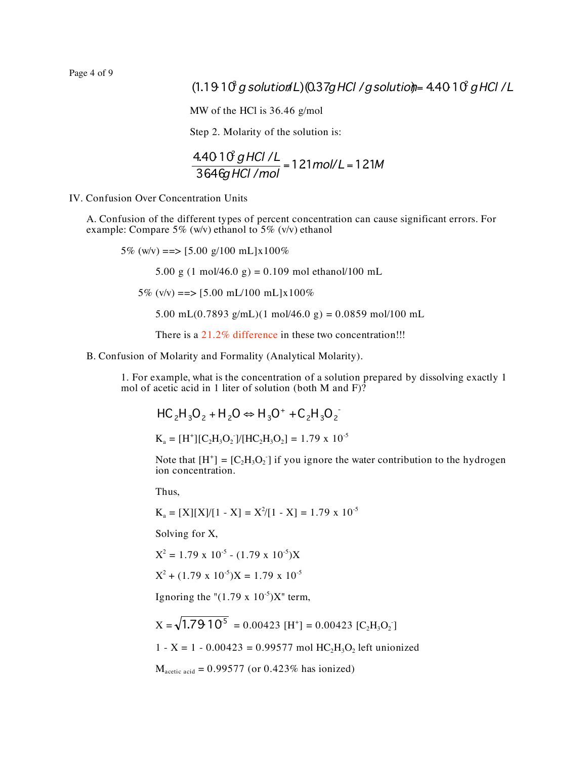$$(1.19 \cdot 10^3\, g\, solution/L)(0.37 g\, HCl / g\, solution) = 4.40 \cdot 10^2\, g\, HCl / L$$

MW of the HCl is 36.46 g/mol

Step 2. Molarity of the solution is:

$$\frac{4.40 \cdot 10^2\, g\, HCl / L}{36.46 g\, HCl / mol} = 12.1 mol/L = 12.1 M$$

IV. Confusion Over Concentration Units

A. Confusion of the different types of percent concentration can cause significant errors. For example: Compare 5% (w/v) ethanol to 5% (v/v) ethanol

5% (w/v) ==> [5.00 g/100 mL]x100%

5.00 g (1 mol/46.0 g) = 0.109 mol ethanol/100 mL

5% (v/v) ==> [5.00 mL/100 mL]x100%

5.00 mL(0.7893 g/mL)(1 mol/46.0 g) = 0.0859 mol/100 mL

There is a 21.2% difference in these two concentration!!!

B. Confusion of Molarity and Formality (Analytical Molarity).

1. For example, what is the concentration of a solution prepared by dissolving exactly 1 mol of acetic acid in 1 liter of solution (both M and F)?

$$HC_2H_3O_2 + H_2O \Leftrightarrow H_3O^+ + C_2H_3O_2^-$$

$K_a = [H^+][C_2H_3O_2^-]/[HC_2H_3O_2] = 1.79 \times 10^{-5}$

Note that $[H^+] = [C_2H_3O_2^-]$ if you ignore the water contribution to the hydrogen ion concentration.

Thus,

$K_a = [X][X]/[1 - X] = X^2/[1 - X] = 1.79 \times 10^{-5}$

Solving for X,

$X^2 = 1.79 \times 10^{-5} - (1.79 \times 10^{-5})X$

$X^2 + (1.79 \times 10^{-5})X = 1.79 \times 10^{-5}$

Ignoring the "$(1.79 \times 10^{-5})X$" term,

$X = \sqrt{1.79 \cdot 10^{-5}} = 0.00423\ [H^+] = 0.00423\ [C_2H_3O_2^-]$

$1 - X = 1 - 0.00423 = 0.99577$ mol $HC_2H_3O_2$ left unionized

$M_{acetic\ acid} = 0.99577$ (or 0.423% has ionized)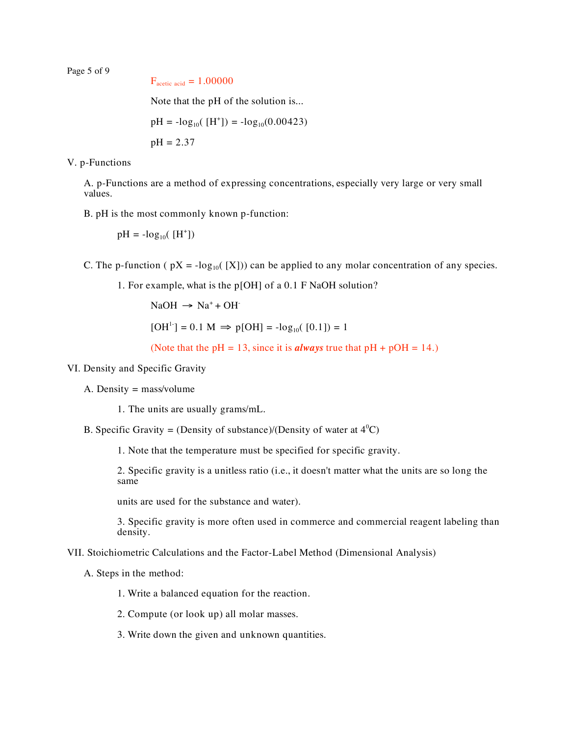$F_{\text{acetic acid}} = 1.00000$

Note that the pH of the solution is...

$pH = -\log_{10}([H^+]) = -\log_{10}(0.00423)$

$pH = 2.37$

## V. p-Functions

A. p-Functions are a method of expressing concentrations, especially very large or very small values.

B. pH is the most commonly known p-function:

$$pH = -\log_{10}([H^+])$$

C. The p-function ( $pX = -\log_{10}([X])$ ) can be applied to any molar concentration of any species.

1. For example, what is the p[OH] of a 0.1 F NaOH solution?

   $NaOH \rightarrow Na^+ + OH^-$

   $[OH^{1-}] = 0.1\ M \Rightarrow p[OH] = -\log_{10}([0.1]) = 1$

   (Note that the pH = 13, since it is ***always*** true that pH + pOH = 14.)

## VI. Density and Specific Gravity

A. Density = mass/volume

1. The units are usually grams/mL.

B. Specific Gravity = (Density of substance)/(Density of water at $4^0$C)

1. Note that the temperature must be specified for specific gravity.

2. Specific gravity is a unitless ratio (i.e., it doesn't matter what the units are so long the same

   units are used for the substance and water).

3. Specific gravity is more often used in commerce and commercial reagent labeling than density.

## VII. Stoichiometric Calculations and the Factor-Label Method (Dimensional Analysis)

A. Steps in the method:

1. Write a balanced equation for the reaction.

2. Compute (or look up) all molar masses.

3. Write down the given and unknown quantities.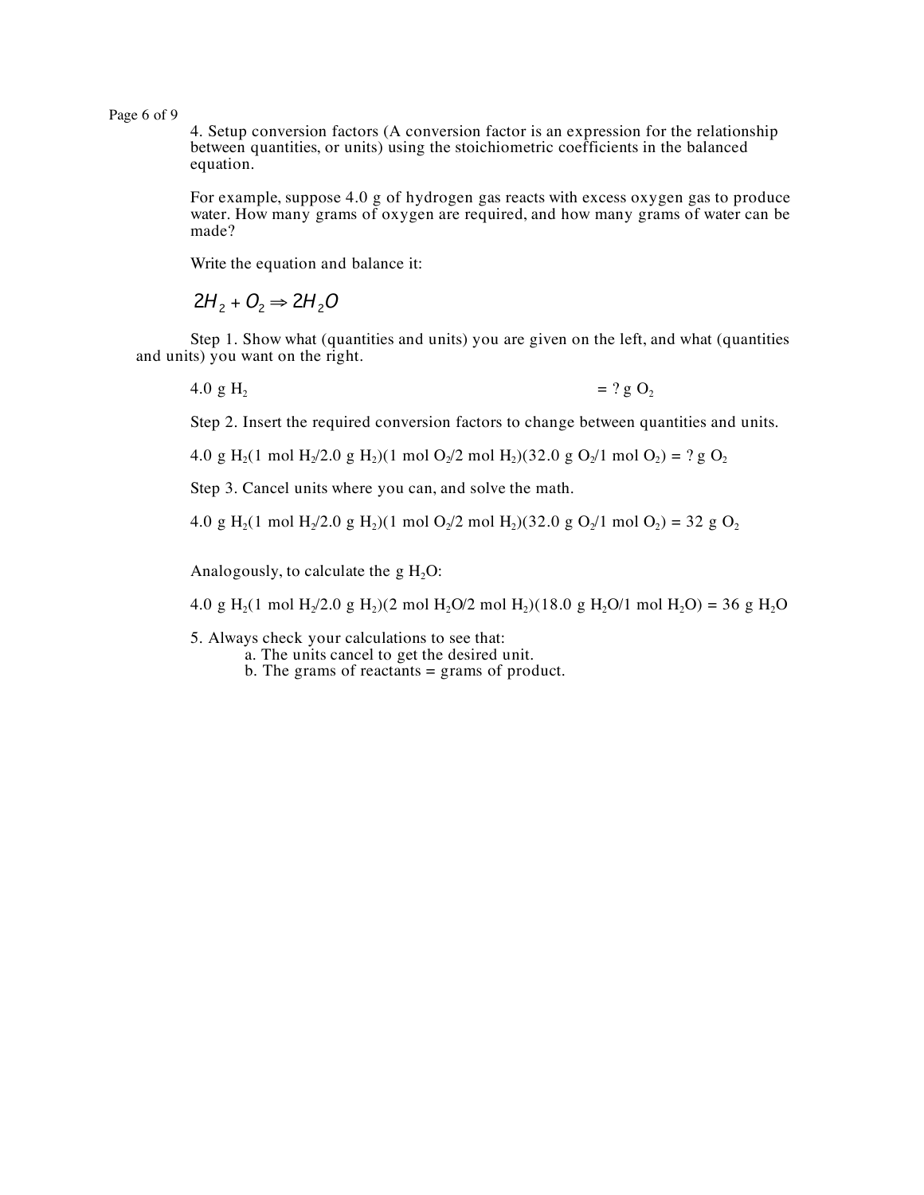4. Setup conversion factors (A conversion factor is an expression for the relationship between quantities, or units) using the stoichiometric coefficients in the balanced equation.

For example, suppose 4.0 g of hydrogen gas reacts with excess oxygen gas to produce water. How many grams of oxygen are required, and how many grams of water can be made?

Write the equation and balance it:

$$2H_2 + O_2 \Rightarrow 2H_2O$$

Step 1. Show what (quantities and units) you are given on the left, and what (quantities and units) you want on the right.

4.0 g $H_2$ = ? g $O_2$

Step 2. Insert the required conversion factors to change between quantities and units.

4.0 g $H_2$(1 mol $H_2$/2.0 g $H_2$)(1 mol $O_2$/2 mol $H_2$)(32.0 g $O_2$/1 mol $O_2$) = ? g $O_2$

Step 3. Cancel units where you can, and solve the math.

4.0 g $H_2$(1 mol $H_2$/2.0 g $H_2$)(1 mol $O_2$/2 mol $H_2$)(32.0 g $O_2$/1 mol $O_2$) = 32 g $O_2$

Analogously, to calculate the g $H_2O$:

4.0 g $H_2$(1 mol $H_2$/2.0 g $H_2$)(2 mol $H_2O$/2 mol $H_2$)(18.0 g $H_2O$/1 mol $H_2O$) = 36 g $H_2O$

5. Always check your calculations to see that:
   a. The units cancel to get the desired unit.
   b. The grams of reactants = grams of product.